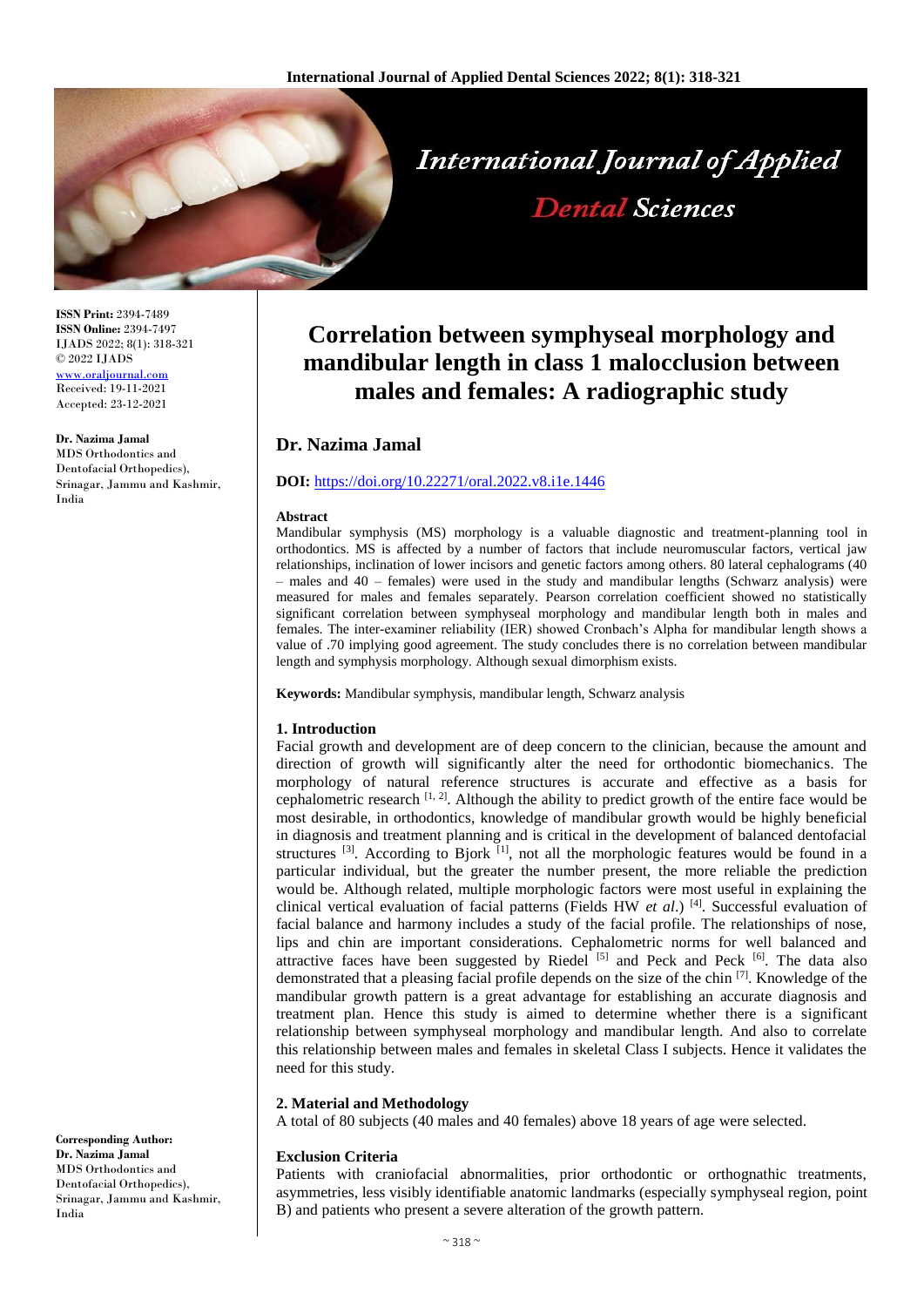# Correlation between symphyseal morphology and mandibular length in class 1 malocclusion between males and females: A radiographic study

**Dr. Nazima Jamal**

**DOI:** https://doi.org/10.22271/oral.2022.v8.i1e.1446

**ISSN Print:** 2394-7489
**ISSN Online:** 2394-7497
IJADS 2022; 8(1): 318-321
© 2022 IJADS
www.oraljournal.com
Received: 19-11-2021
Accepted: 23-12-2021

**Dr. Nazima Jamal**
MDS Orthodontics and Dentofacial Orthopedics), Srinagar, Jammu and Kashmir, India

**Corresponding Author:**
**Dr. Nazima Jamal**
MDS Orthodontics and Dentofacial Orthopedics), Srinagar, Jammu and Kashmir, India

### Abstract

Mandibular symphysis (MS) morphology is a valuable diagnostic and treatment-planning tool in orthodontics. MS is affected by a number of factors that include neuromuscular factors, vertical jaw relationships, inclination of lower incisors and genetic factors among others. 80 lateral cephalograms (40 – males and 40 – females) were used in the study and mandibular lengths (Schwarz analysis) were measured for males and females separately. Pearson correlation coefficient showed no statistically significant correlation between symphyseal morphology and mandibular length both in males and females. The inter-examiner reliability (IER) showed Cronbach's Alpha for mandibular length shows a value of .70 implying good agreement. The study concludes there is no correlation between mandibular length and symphysis morphology. Although sexual dimorphism exists.

**Keywords:** Mandibular symphysis, mandibular length, Schwarz analysis

## 1. Introduction

Facial growth and development are of deep concern to the clinician, because the amount and direction of growth will significantly alter the need for orthodontic biomechanics. The morphology of natural reference structures is accurate and effective as a basis for cephalometric research [1, 2]. Although the ability to predict growth of the entire face would be most desirable, in orthodontics, knowledge of mandibular growth would be highly beneficial in diagnosis and treatment planning and is critical in the development of balanced dentofacial structures [3]. According to Bjork [1], not all the morphologic features would be found in a particular individual, but the greater the number present, the more reliable the prediction would be. Although related, multiple morphologic factors were most useful in explaining the clinical vertical evaluation of facial patterns (Fields HW *et al.*) [4]. Successful evaluation of facial balance and harmony includes a study of the facial profile. The relationships of nose, lips and chin are important considerations. Cephalometric norms for well balanced and attractive faces have been suggested by Riedel [5] and Peck and Peck [6]. The data also demonstrated that a pleasing facial profile depends on the size of the chin [7]. Knowledge of the mandibular growth pattern is a great advantage for establishing an accurate diagnosis and treatment plan. Hence this study is aimed to determine whether there is a significant relationship between symphyseal morphology and mandibular length. And also to correlate this relationship between males and females in skeletal Class I subjects. Hence it validates the need for this study.

## 2. Material and Methodology

A total of 80 subjects (40 males and 40 females) above 18 years of age were selected.

### Exclusion Criteria

Patients with craniofacial abnormalities, prior orthodontic or orthognathic treatments, asymmetries, less visibly identifiable anatomic landmarks (especially symphyseal region, point B) and patients who present a severe alteration of the growth pattern.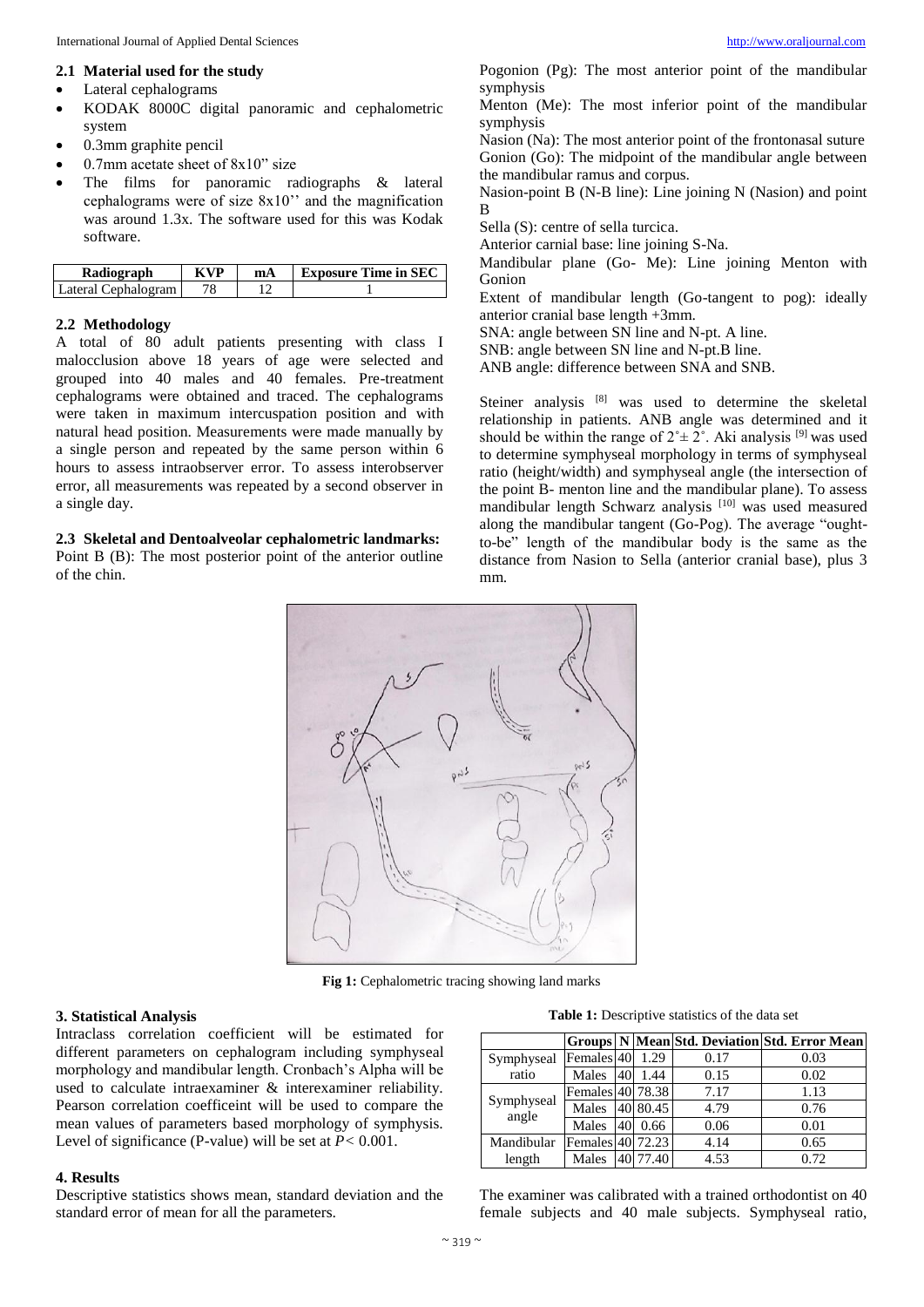### 2.1 Material used for the study

- Lateral cephalograms
- KODAK 8000C digital panoramic and cephalometric system
- 0.3mm graphite pencil
- 0.7mm acetate sheet of 8x10" size
- The films for panoramic radiographs & lateral cephalograms were of size 8x10'' and the magnification was around 1.3x. The software used for this was Kodak software.

| Radiograph | KVP | mA | Exposure Time in SEC |
|---|---|---|---|
| Lateral Cephalogram | 78 | 12 | 1 |

### 2.2 Methodology

A total of 80 adult patients presenting with class I malocclusion above 18 years of age were selected and grouped into 40 males and 40 females. Pre-treatment cephalograms were obtained and traced. The cephalograms were taken in maximum intercuspation position and with natural head position. Measurements were made manually by a single person and repeated by the same person within 6 hours to assess intraobserver error. To assess interobserver error, all measurements was repeated by a second observer in a single day.

### 2.3 Skeletal and Dentoalveolar cephalometric landmarks:

Point B (B): The most posterior point of the anterior outline of the chin.

Pogonion (Pg): The most anterior point of the mandibular symphysis

Menton (Me): The most inferior point of the mandibular symphysis

Nasion (Na): The most anterior point of the frontonasal suture

Gonion (Go): The midpoint of the mandibular angle between the mandibular ramus and corpus.

Nasion-point B (N-B line): Line joining N (Nasion) and point B

Sella (S): centre of sella turcica.

Anterior carnial base: line joining S-Na.

Mandibular plane (Go- Me): Line joining Menton with Gonion

Extent of mandibular length (Go-tangent to pog): ideally anterior cranial base length +3mm.

SNA: angle between SN line and N-pt. A line.

SNB: angle between SN line and N-pt.B line.

ANB angle: difference between SNA and SNB.

Steiner analysis [8] was used to determine the skeletal relationship in patients. ANB angle was determined and it should be within the range of $2^{\circ} \pm 2^{\circ}$. Aki analysis [9] was used to determine symphyseal morphology in terms of symphyseal ratio (height/width) and symphyseal angle (the intersection of the point B- menton line and the mandibular plane). To assess mandibular length Schwarz analysis [10] was used measured along the mandibular tangent (Go-Pog). The average "ought-to-be" length of the mandibular body is the same as the distance from Nasion to Sella (anterior cranial base), plus 3 mm.

**Fig 1:** Cephalometric tracing showing land marks

## 3. Statistical Analysis

Intraclass correlation coefficient will be estimated for different parameters on cephalogram including symphyseal morphology and mandibular length. Cronbach's Alpha will be used to calculate intraexaminer & interexaminer reliability. Pearson correlation coefficeint will be used to compare the mean values of parameters based morphology of symphysis. Level of significance (P-value) will be set at $P < 0.001$.

## 4. Results

Descriptive statistics shows mean, standard deviation and the standard error of mean for all the parameters.

**Table 1:** Descriptive statistics of the data set

| | Groups | N | Mean | Std. Deviation | Std. Error Mean |
|---|---|---|---|---|---|
| Symphyseal ratio | Females | 40 | 1.29 | 0.17 | 0.03 |
| | Males | 40 | 1.44 | 0.15 | 0.02 |
| Symphyseal angle | Females | 40 | 78.38 | 7.17 | 1.13 |
| | Males | 40 | 80.45 | 4.79 | 0.76 |
| | Males | 40 | 0.66 | 0.06 | 0.01 |
| Mandibular length | Females | 40 | 72.23 | 4.14 | 0.65 |
| | Males | 40 | 77.40 | 4.53 | 0.72 |

The examiner was calibrated with a trained orthodontist on 40 female subjects and 40 male subjects. Symphyseal ratio,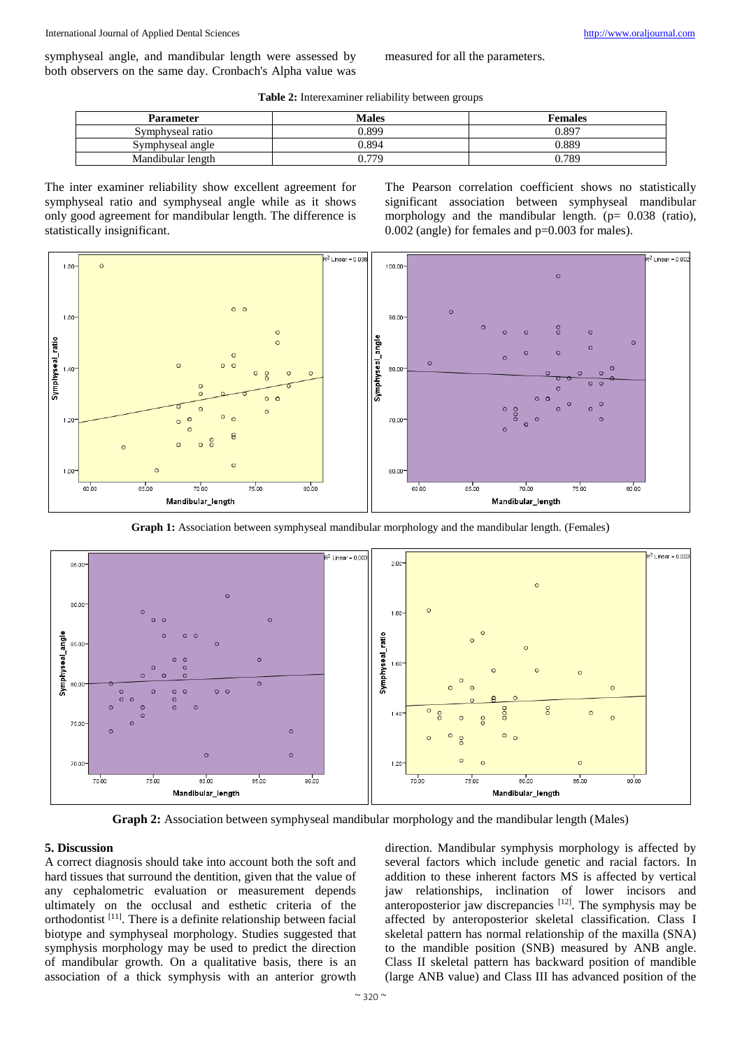symphyseal angle, and mandibular length were assessed by both observers on the same day. Cronbach's Alpha value was measured for all the parameters.

**Table 2:** Interexaminer reliability between groups

| Parameter | Males | Females |
|---|---|---|
| Symphyseal ratio | 0.899 | 0.897 |
| Symphyseal angle | 0.894 | 0.889 |
| Mandibular length | 0.779 | 0.789 |

The inter examiner reliability show excellent agreement for symphyseal ratio and symphyseal angle while as it shows only good agreement for mandibular length. The difference is statistically insignificant.

The Pearson correlation coefficient shows no statistically significant association between symphyseal mandibular morphology and the mandibular length. (p= 0.038 (ratio), 0.002 (angle) for females and p=0.003 for males).

**Graph 1:** Association between symphyseal mandibular morphology and the mandibular length. (Females)

**Graph 2:** Association between symphyseal mandibular morphology and the mandibular length (Males)

## 5. Discussion

A correct diagnosis should take into account both the soft and hard tissues that surround the dentition, given that the value of any cephalometric evaluation or measurement depends ultimately on the occlusal and esthetic criteria of the orthodontist [11]. There is a definite relationship between facial biotype and symphyseal morphology. Studies suggested that symphysis morphology may be used to predict the direction of mandibular growth. On a qualitative basis, there is an association of a thick symphysis with an anterior growth direction. Mandibular symphysis morphology is affected by several factors which include genetic and racial factors. In addition to these inherent factors MS is affected by vertical jaw relationships, inclination of lower incisors and anteroposterior jaw discrepancies [12]. The symphysis may be affected by anteroposterior skeletal classification. Class I skeletal pattern has normal relationship of the maxilla (SNA) to the mandible position (SNB) measured by ANB angle. Class II skeletal pattern has backward position of mandible (large ANB value) and Class III has advanced position of the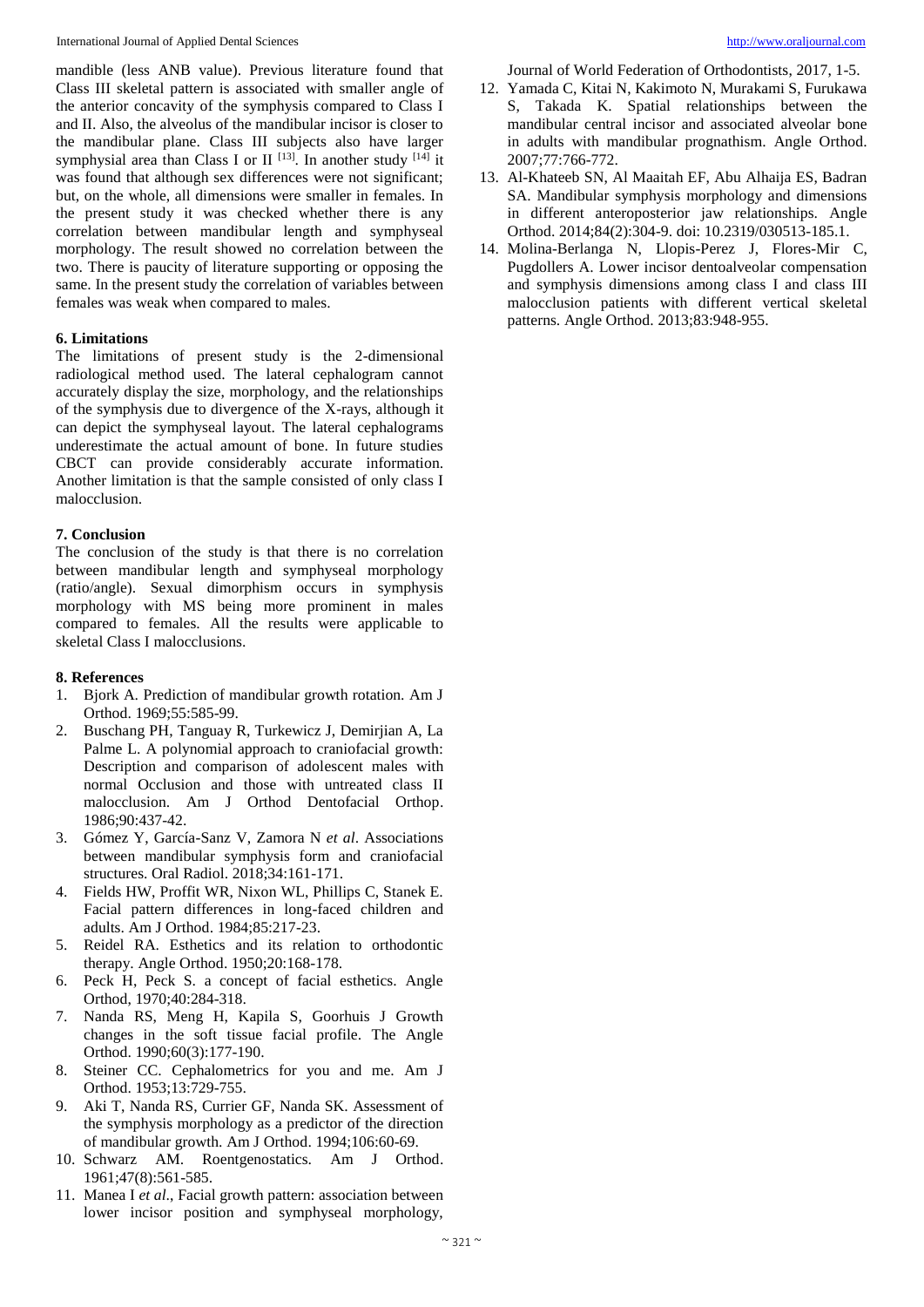mandible (less ANB value). Previous literature found that Class III skeletal pattern is associated with smaller angle of the anterior concavity of the symphysis compared to Class I and II. Also, the alveolus of the mandibular incisor is closer to the mandibular plane. Class III subjects also have larger symphysial area than Class I or II [13]. In another study [14] it was found that although sex differences were not significant; but, on the whole, all dimensions were smaller in females. In the present study it was checked whether there is any correlation between mandibular length and symphyseal morphology. The result showed no correlation between the two. There is paucity of literature supporting or opposing the same. In the present study the correlation of variables between females was weak when compared to males.

## 6. Limitations

The limitations of present study is the 2-dimensional radiological method used. The lateral cephalogram cannot accurately display the size, morphology, and the relationships of the symphysis due to divergence of the X-rays, although it can depict the symphyseal layout. The lateral cephalograms underestimate the actual amount of bone. In future studies CBCT can provide considerably accurate information. Another limitation is that the sample consisted of only class I malocclusion.

## 7. Conclusion

The conclusion of the study is that there is no correlation between mandibular length and symphyseal morphology (ratio/angle). Sexual dimorphism occurs in symphysis morphology with MS being more prominent in males compared to females. All the results were applicable to skeletal Class I malocclusions.

## 8. References

1. Bjork A. Prediction of mandibular growth rotation. Am J Orthod. 1969;55:585-99.
2. Buschang PH, Tanguay R, Turkewicz J, Demirjian A, La Palme L. A polynomial approach to craniofacial growth: Description and comparison of adolescent males with normal Occlusion and those with untreated class II malocclusion. Am J Orthod Dentofacial Orthop. 1986;90:437-42.
3. Gómez Y, García-Sanz V, Zamora N *et al*. Associations between mandibular symphysis form and craniofacial structures. Oral Radiol. 2018;34:161-171.
4. Fields HW, Proffit WR, Nixon WL, Phillips C, Stanek E. Facial pattern differences in long-faced children and adults. Am J Orthod. 1984;85:217-23.
5. Reidel RA. Esthetics and its relation to orthodontic therapy. Angle Orthod. 1950;20:168-178.
6. Peck H, Peck S. a concept of facial esthetics. Angle Orthod, 1970;40:284-318.
7. Nanda RS, Meng H, Kapila S, Goorhuis J Growth changes in the soft tissue facial profile. The Angle Orthod. 1990;60(3):177-190.
8. Steiner CC. Cephalometrics for you and me. Am J Orthod. 1953;13:729-755.
9. Aki T, Nanda RS, Currier GF, Nanda SK. Assessment of the symphysis morphology as a predictor of the direction of mandibular growth. Am J Orthod. 1994;106:60-69.
10. Schwarz AM. Roentgenostatics. Am J Orthod. 1961;47(8):561-585.
11. Manea I *et al*., Facial growth pattern: association between lower incisor position and symphyseal morphology, Journal of World Federation of Orthodontists, 2017, 1-5.
12. Yamada C, Kitai N, Kakimoto N, Murakami S, Furukawa S, Takada K. Spatial relationships between the mandibular central incisor and associated alveolar bone in adults with mandibular prognathism. Angle Orthod. 2007;77:766-772.
13. Al-Khateeb SN, Al Maaitah EF, Abu Alhaija ES, Badran SA. Mandibular symphysis morphology and dimensions in different anteroposterior jaw relationships. Angle Orthod. 2014;84(2):304-9. doi: 10.2319/030513-185.1.
14. Molina-Berlanga N, Llopis-Perez J, Flores-Mir C, Pugdollers A. Lower incisor dentoalveolar compensation and symphysis dimensions among class I and class III malocclusion patients with different vertical skeletal patterns. Angle Orthod. 2013;83:948-955.